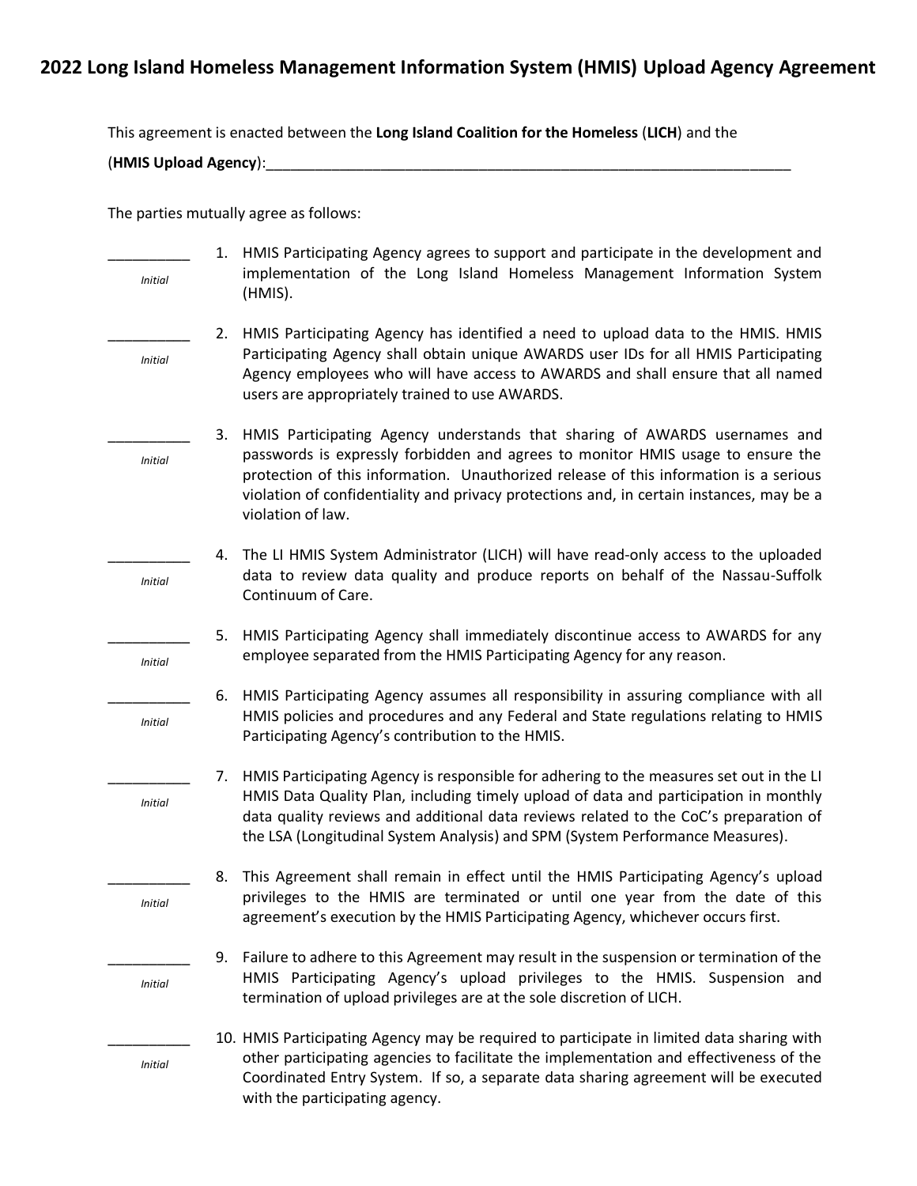# 2022 Long Island Homeless Management Information System (HMIS) Upload Agency Agreement

This agreement is enacted between the **Long Island Coalition for the Homeless** (**LICH**) and the

(**HMIS Upload Agency**):___________________________________________________________________

The parties mutually agree as follows:

__________ *Initial*

1. HMIS Participating Agency agrees to support and participate in the development and implementation of the Long Island Homeless Management Information System (HMIS).

__________ *Initial*

2. HMIS Participating Agency has identified a need to upload data to the HMIS. HMIS Participating Agency shall obtain unique AWARDS user IDs for all HMIS Participating Agency employees who will have access to AWARDS and shall ensure that all named users are appropriately trained to use AWARDS.

__________ *Initial*

3. HMIS Participating Agency understands that sharing of AWARDS usernames and passwords is expressly forbidden and agrees to monitor HMIS usage to ensure the protection of this information. Unauthorized release of this information is a serious violation of confidentiality and privacy protections and, in certain instances, may be a violation of law.

__________ *Initial*

4. The LI HMIS System Administrator (LICH) will have read-only access to the uploaded data to review data quality and produce reports on behalf of the Nassau-Suffolk Continuum of Care.

__________ *Initial*

5. HMIS Participating Agency shall immediately discontinue access to AWARDS for any employee separated from the HMIS Participating Agency for any reason.

__________ *Initial*

6. HMIS Participating Agency assumes all responsibility in assuring compliance with all HMIS policies and procedures and any Federal and State regulations relating to HMIS Participating Agency's contribution to the HMIS.

__________ *Initial*

7. HMIS Participating Agency is responsible for adhering to the measures set out in the LI HMIS Data Quality Plan, including timely upload of data and participation in monthly data quality reviews and additional data reviews related to the CoC's preparation of the LSA (Longitudinal System Analysis) and SPM (System Performance Measures).

__________ *Initial*

8. This Agreement shall remain in effect until the HMIS Participating Agency's upload privileges to the HMIS are terminated or until one year from the date of this agreement's execution by the HMIS Participating Agency, whichever occurs first.

__________ *Initial*

9. Failure to adhere to this Agreement may result in the suspension or termination of the HMIS Participating Agency's upload privileges to the HMIS. Suspension and termination of upload privileges are at the sole discretion of LICH.

__________ *Initial*

10. HMIS Participating Agency may be required to participate in limited data sharing with other participating agencies to facilitate the implementation and effectiveness of the Coordinated Entry System. If so, a separate data sharing agreement will be executed with the participating agency.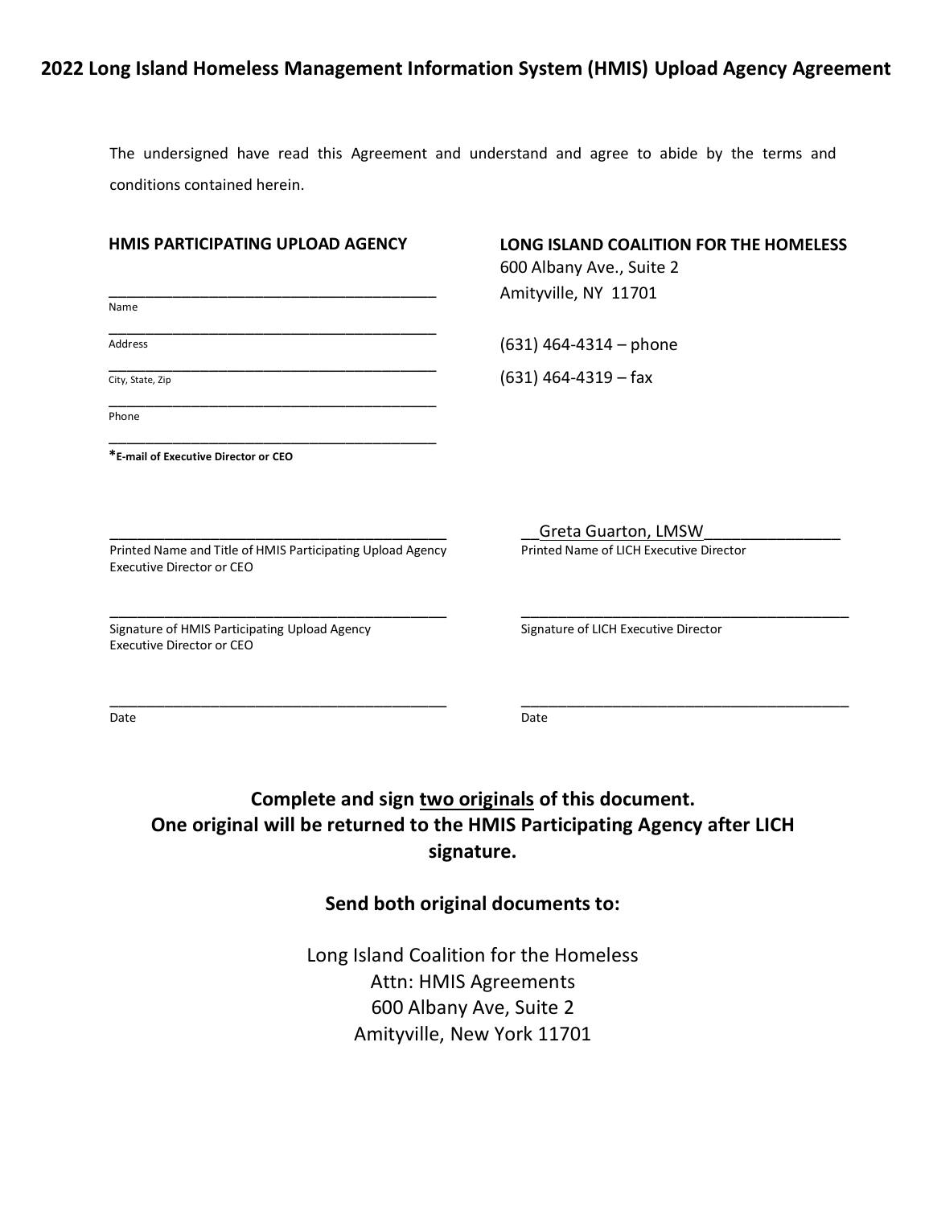# 2022 Long Island Homeless Management Information System (HMIS) Upload Agency Agreement

The undersigned have read this Agreement and understand and agree to abide by the terms and conditions contained herein.

**HMIS PARTICIPATING UPLOAD AGENCY**

_______________________________________
Name

_______________________________________
Address

_______________________________________
City, State, Zip

_______________________________________
Phone

_______________________________________
**\*E-mail of Executive Director or CEO**

**LONG ISLAND COALITION FOR THE HOMELESS**
600 Albany Ave., Suite 2
Amityville, NY 11701

(631) 464-4314 – phone

(631) 464-4319 – fax

_______________________________________
Printed Name and Title of HMIS Participating Upload Agency Executive Director or CEO

__Greta Guarton, LMSW_______________
Printed Name of LICH Executive Director

_______________________________________
Signature of HMIS Participating Upload Agency Executive Director or CEO

_______________________________________
Signature of LICH Executive Director

_______________________________________
Date

_______________________________________
Date

**Complete and sign <u>two originals</u> of this document.**
**One original will be returned to the HMIS Participating Agency after LICH signature.**

**Send both original documents to:**

Long Island Coalition for the Homeless
Attn: HMIS Agreements
600 Albany Ave, Suite 2
Amityville, New York 11701